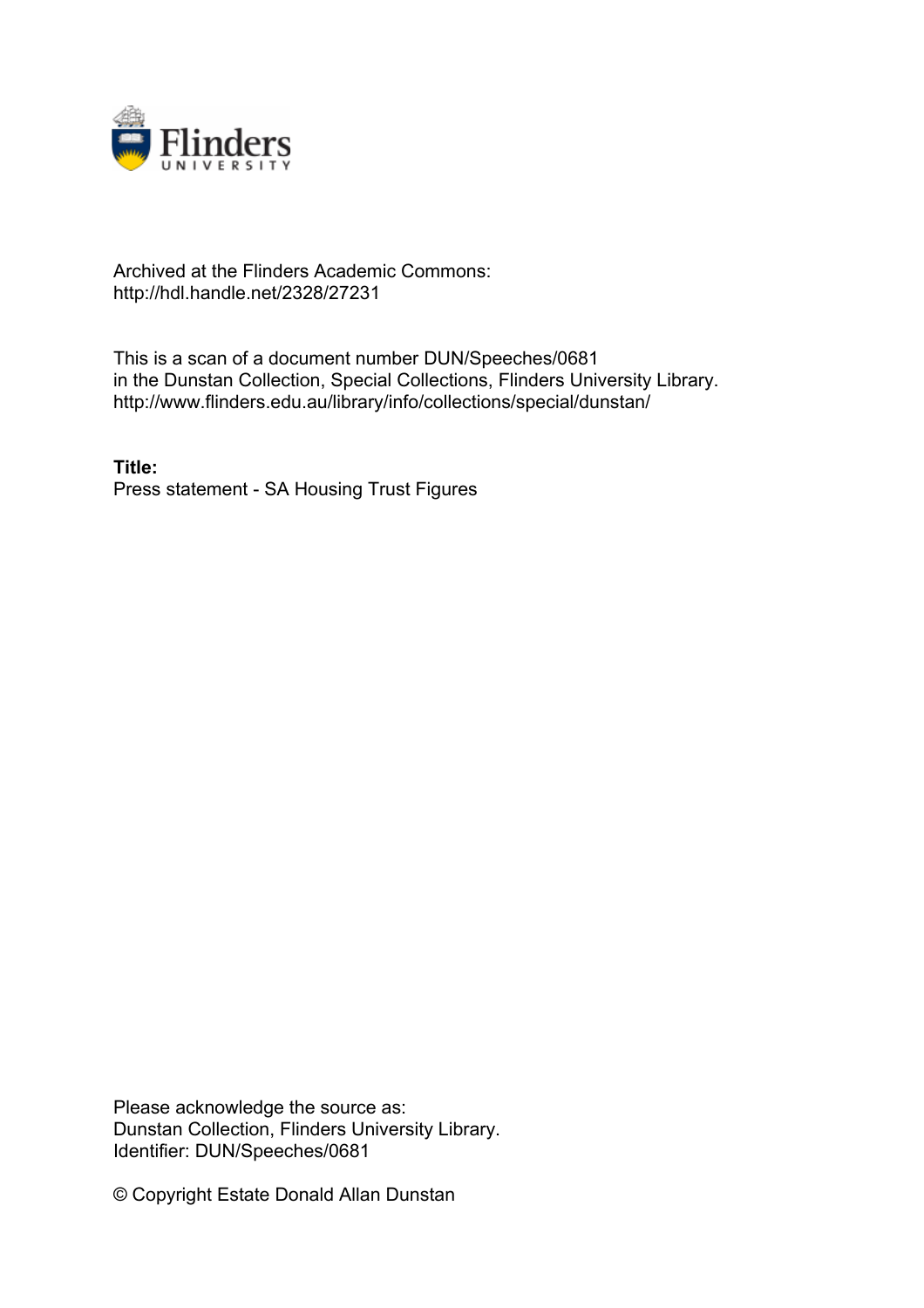Archived at the Flinders Academic Commons:
http://hdl.handle.net/2328/27231

This is a scan of a document number DUN/Speeches/0681
in the Dunstan Collection, Special Collections, Flinders University Library.
http://www.flinders.edu.au/library/info/collections/special/dunstan/

**Title:**
Press statement - SA Housing Trust Figures

Please acknowledge the source as:
Dunstan Collection, Flinders University Library.
Identifier: DUN/Speeches/0681

© Copyright Estate Donald Allan Dunstan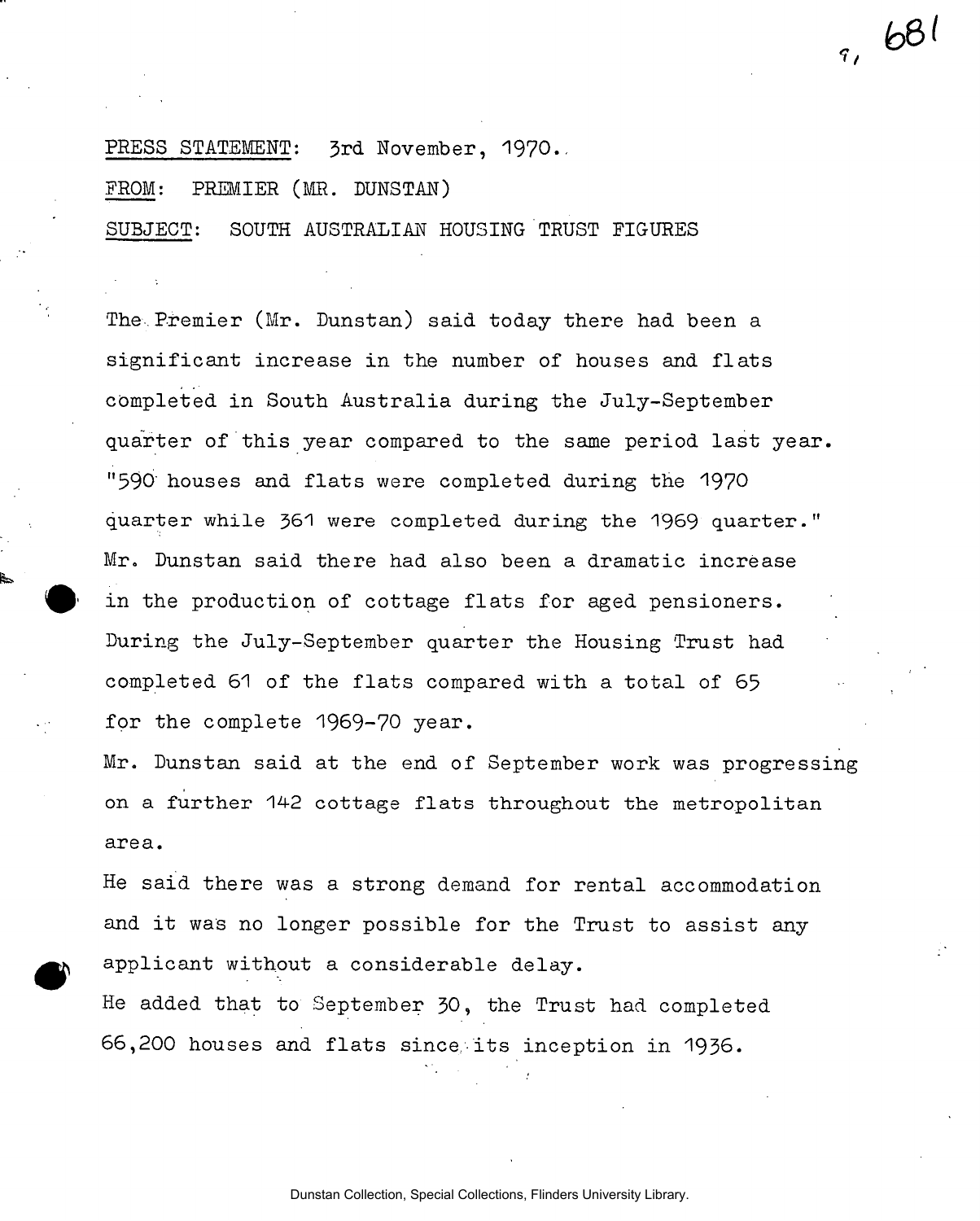PRESS STATEMENT: 3rd November, 1970.

FROM: PREMIER (MR. DUNSTAN)

SUBJECT: SOUTH AUSTRALIAN HOUSING TRUST FIGURES

The Premier (Mr. Dunstan) said today there had been a significant increase in the number of houses and flats completed in South Australia during the July-September quarter of this year compared to the same period last year. "590 houses and flats were completed during the 1970 quarter while 361 were completed during the 1969 quarter."

Mr. Dunstan said there had also been a dramatic increase in the production of cottage flats for aged pensioners. During the July-September quarter the Housing Trust had completed 61 of the flats compared with a total of 65 for the complete 1969-70 year.

Mr. Dunstan said at the end of September work was progressing on a further 142 cottage flats throughout the metropolitan area.

He said there was a strong demand for rental accommodation and it was no longer possible for the Trust to assist any applicant without a considerable delay.

He added that to September 30, the Trust had completed 66,200 houses and flats since its inception in 1936.